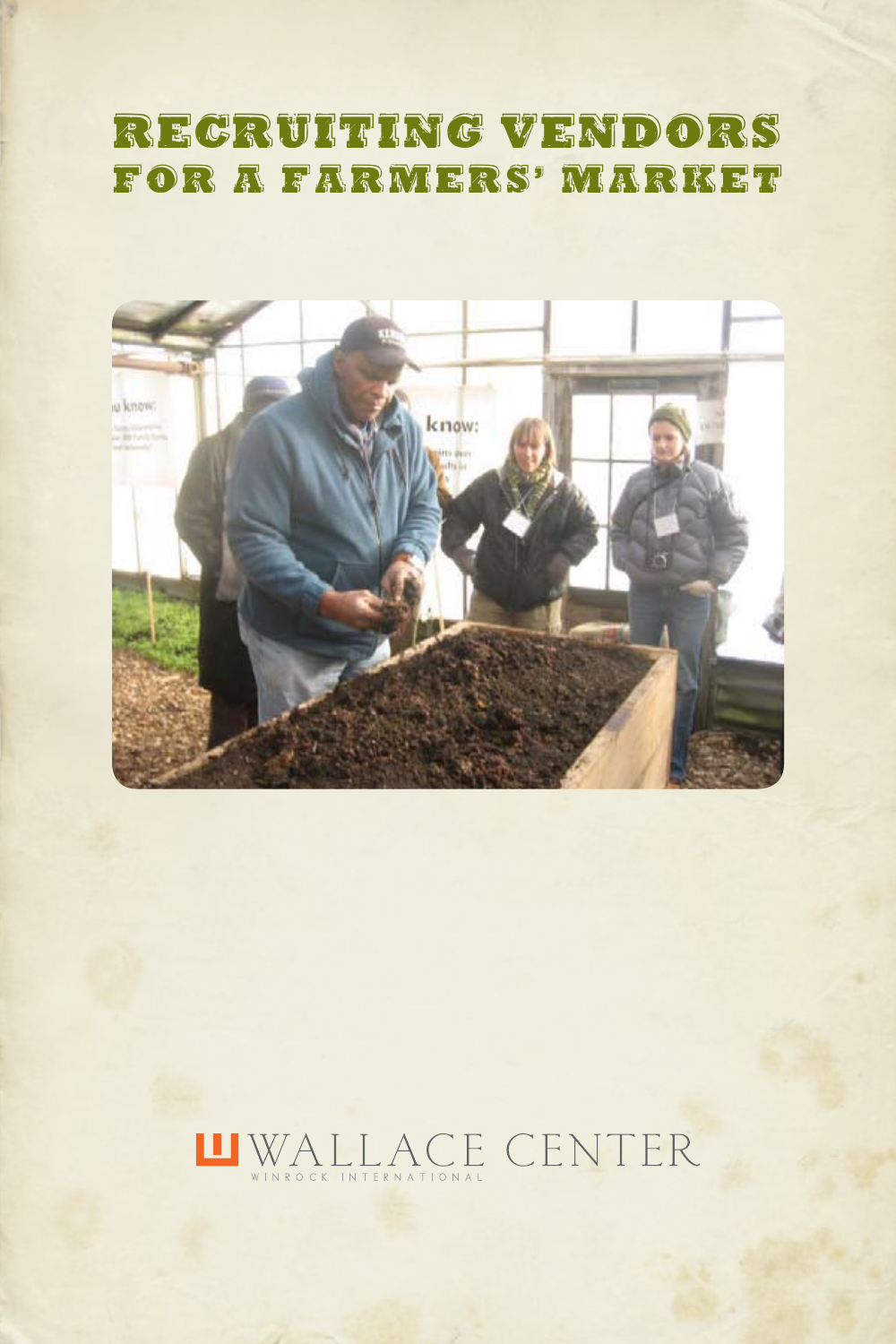# RECRUITING VENDORS FOR A FARMERS' MARKET

WALLACE CENTER

WINROCK INTERNATIONAL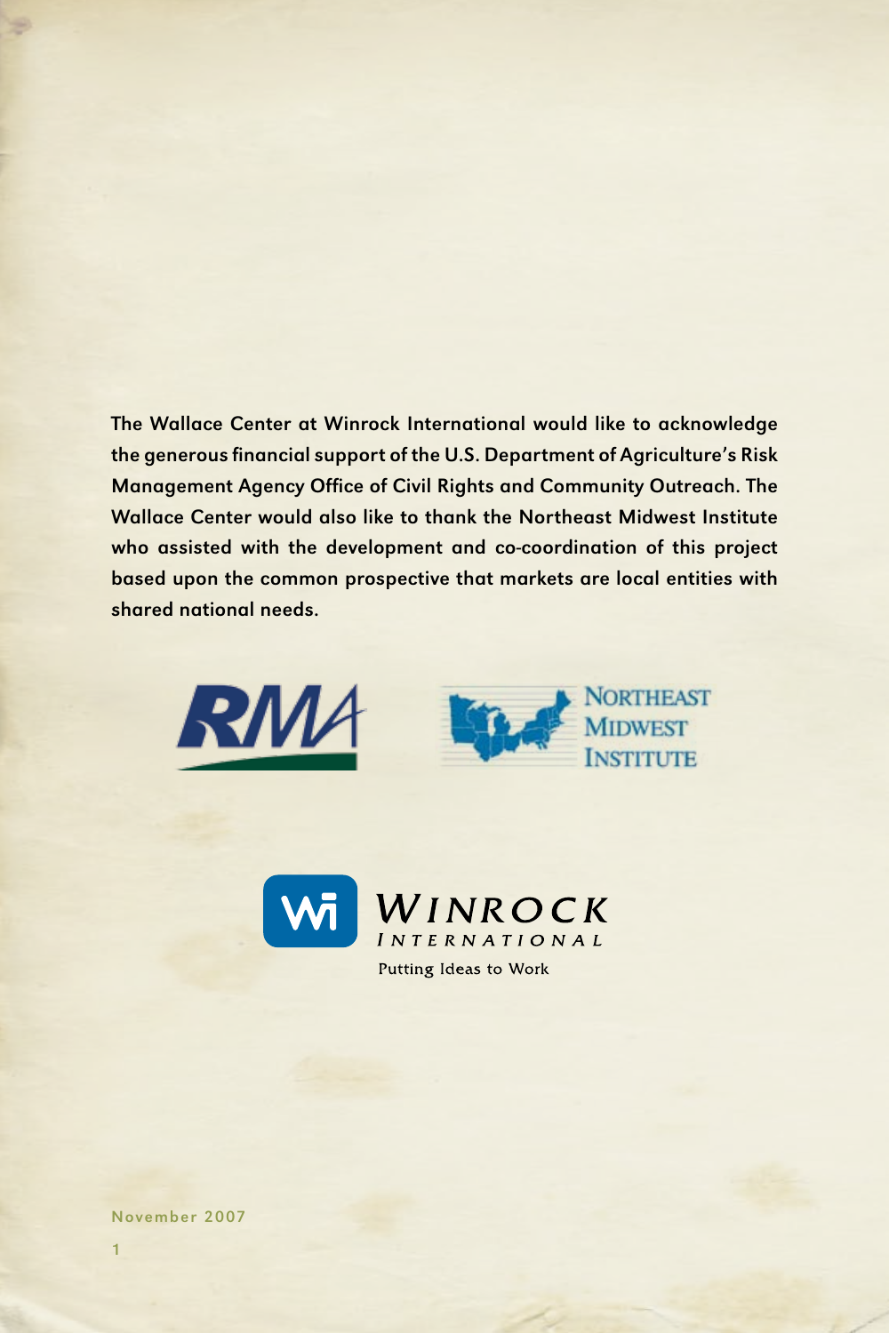**The Wallace Center at Winrock International would like to acknowledge the generous financial support of the U.S. Department of Agriculture's Risk Management Agency Office of Civil Rights and Community Outreach. The Wallace Center would also like to thank the Northeast Midwest Institute who assisted with the development and co-coordination of this project based upon the common prospective that markets are local entities with shared national needs.**

November 2007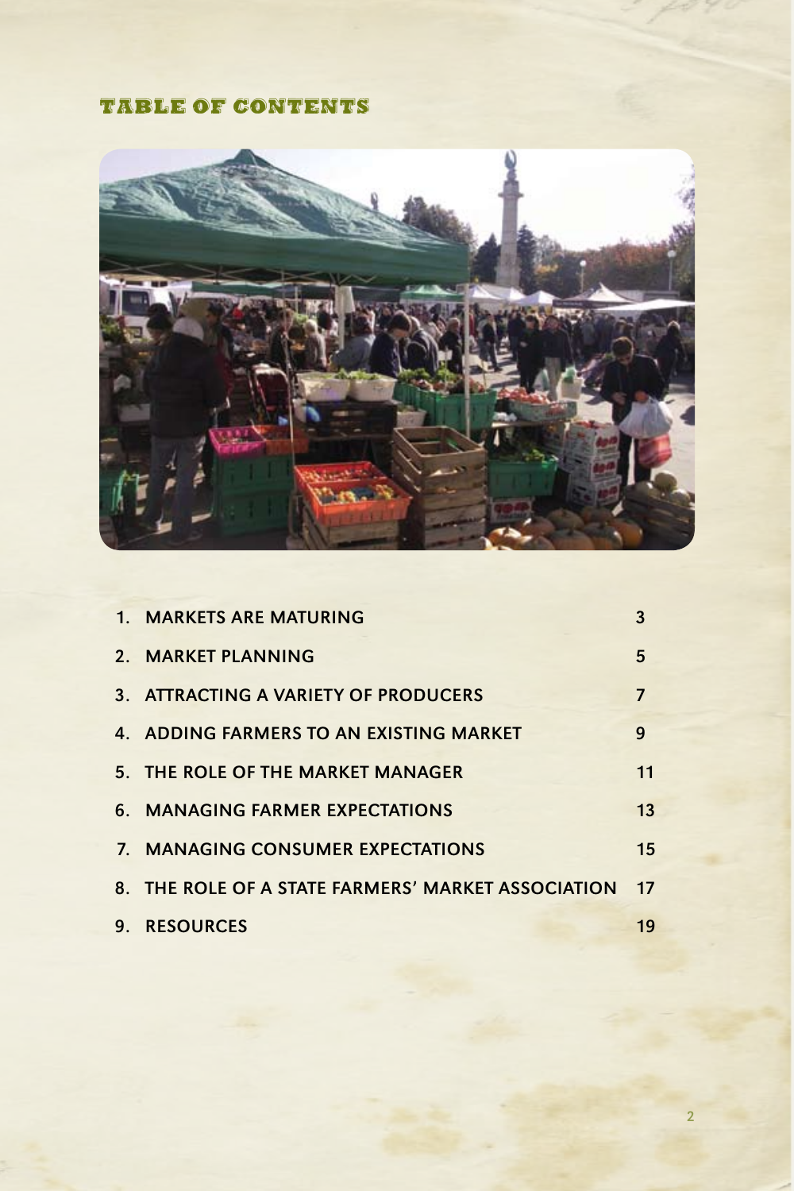# TABLE OF CONTENTS

| | | |
|---|---|---|
| 1. | MARKETS ARE MATURING | 3 |
| 2. | MARKET PLANNING | 5 |
| 3. | ATTRACTING A VARIETY OF PRODUCERS | 7 |
| 4. | ADDING FARMERS TO AN EXISTING MARKET | 9 |
| 5. | THE ROLE OF THE MARKET MANAGER | 11 |
| 6. | MANAGING FARMER EXPECTATIONS | 13 |
| 7. | MANAGING CONSUMER EXPECTATIONS | 15 |
| 8. | THE ROLE OF A STATE FARMERS' MARKET ASSOCIATION | 17 |
| 9. | RESOURCES | 19 |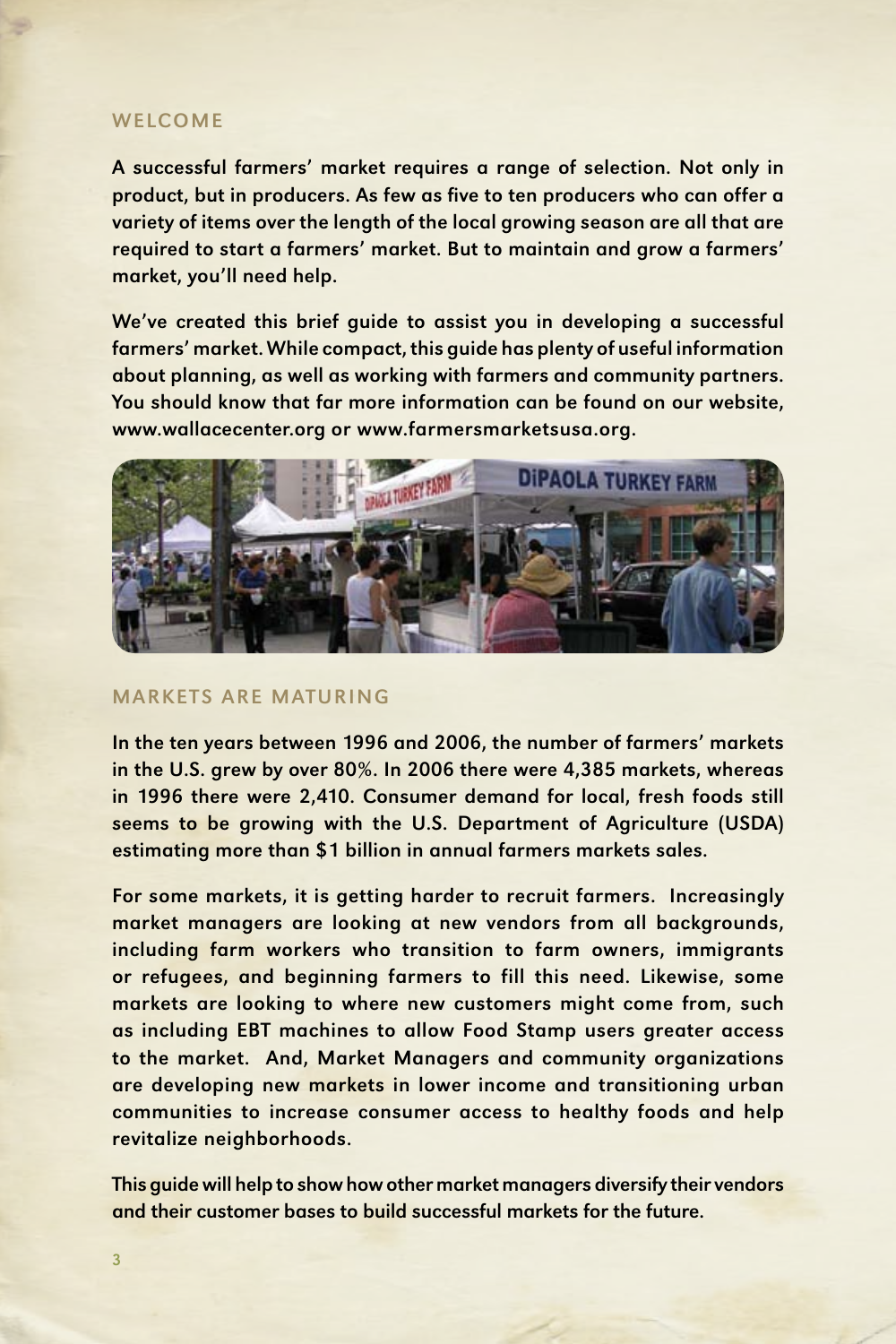## WELCOME

**A successful farmers' market requires a range of selection. Not only in product, but in producers. As few as five to ten producers who can offer a variety of items over the length of the local growing season are all that are required to start a farmers' market. But to maintain and grow a farmers' market, you'll need help.**

**We've created this brief guide to assist you in developing a successful farmers' market. While compact, this guide has plenty of useful information about planning, as well as working with farmers and community partners. You should know that far more information can be found on our website, www.wallacecenter.org or www.farmersmarketsusa.org.**

## MARKETS ARE MATURING

**In the ten years between 1996 and 2006, the number of farmers' markets in the U.S. grew by over 80%. In 2006 there were 4,385 markets, whereas in 1996 there were 2,410. Consumer demand for local, fresh foods still seems to be growing with the U.S. Department of Agriculture (USDA) estimating more than $1 billion in annual farmers markets sales.**

**For some markets, it is getting harder to recruit farmers. Increasingly market managers are looking at new vendors from all backgrounds, including farm workers who transition to farm owners, immigrants or refugees, and beginning farmers to fill this need. Likewise, some markets are looking to where new customers might come from, such as including EBT machines to allow Food Stamp users greater access to the market. And, Market Managers and community organizations are developing new markets in lower income and transitioning urban communities to increase consumer access to healthy foods and help revitalize neighborhoods.**

**This guide will help to show how other market managers diversify their vendors and their customer bases to build successful markets for the future.**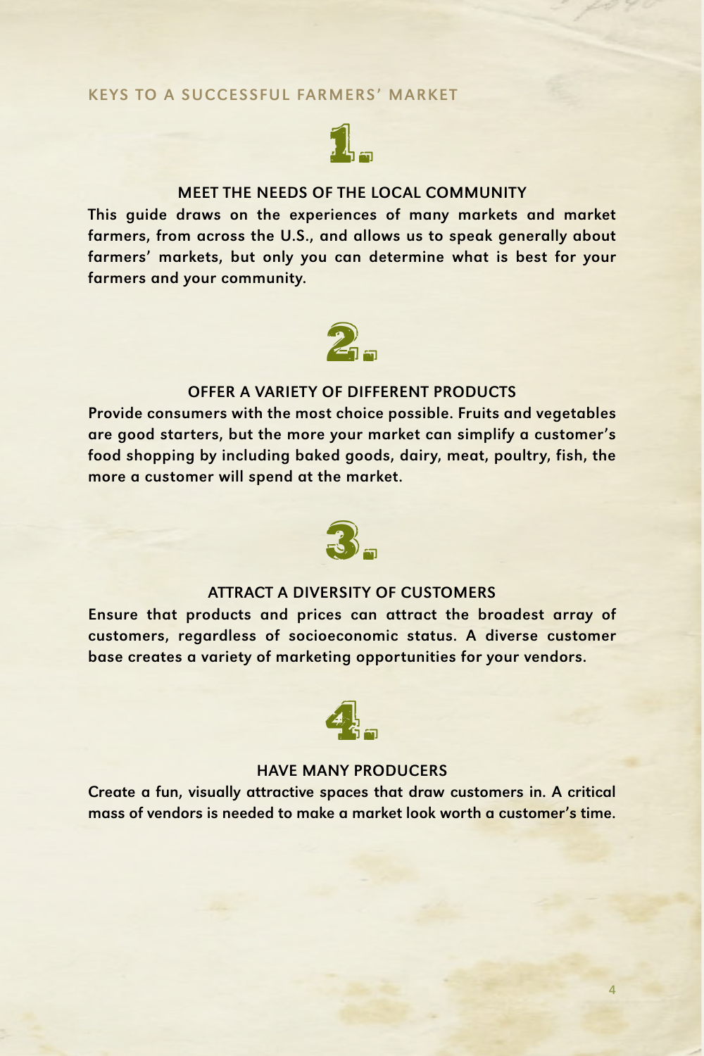## KEYS TO A SUCCESSFUL FARMERS' MARKET

### 1.

### MEET THE NEEDS OF THE LOCAL COMMUNITY

This guide draws on the experiences of many markets and market farmers, from across the U.S., and allows us to speak generally about farmers' markets, but only you can determine what is best for your farmers and your community.

### 2.

### OFFER A VARIETY OF DIFFERENT PRODUCTS

Provide consumers with the most choice possible. Fruits and vegetables are good starters, but the more your market can simplify a customer's food shopping by including baked goods, dairy, meat, poultry, fish, the more a customer will spend at the market.

### 3.

### ATTRACT A DIVERSITY OF CUSTOMERS

Ensure that products and prices can attract the broadest array of customers, regardless of socioeconomic status. A diverse customer base creates a variety of marketing opportunities for your vendors.

### 4.

### HAVE MANY PRODUCERS

Create a fun, visually attractive spaces that draw customers in. A critical mass of vendors is needed to make a market look worth a customer's time.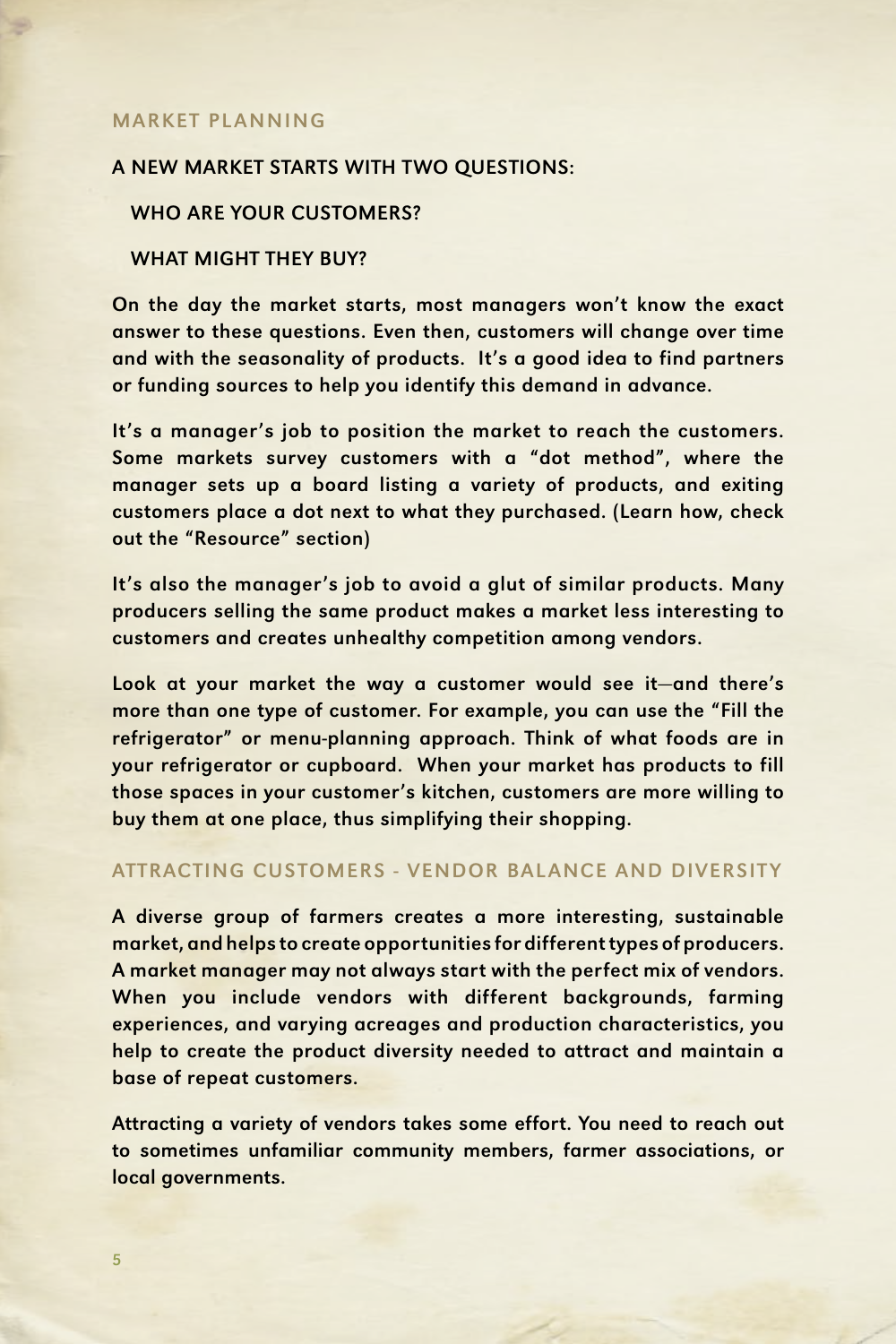## MARKET PLANNING

### A NEW MARKET STARTS WITH TWO QUESTIONS:

**WHO ARE YOUR CUSTOMERS?**

**WHAT MIGHT THEY BUY?**

On the day the market starts, most managers won't know the exact answer to these questions. Even then, customers will change over time and with the seasonality of products. It's a good idea to find partners or funding sources to help you identify this demand in advance.

It's a manager's job to position the market to reach the customers. Some markets survey customers with a "dot method", where the manager sets up a board listing a variety of products, and exiting customers place a dot next to what they purchased. (Learn how, check out the "Resource" section)

It's also the manager's job to avoid a glut of similar products. Many producers selling the same product makes a market less interesting to customers and creates unhealthy competition among vendors.

Look at your market the way a customer would see it—and there's more than one type of customer. For example, you can use the "Fill the refrigerator" or menu-planning approach. Think of what foods are in your refrigerator or cupboard. When your market has products to fill those spaces in your customer's kitchen, customers are more willing to buy them at one place, thus simplifying their shopping.

## ATTRACTING CUSTOMERS - VENDOR BALANCE AND DIVERSITY

A diverse group of farmers creates a more interesting, sustainable market, and helps to create opportunities for different types of producers. A market manager may not always start with the perfect mix of vendors. When you include vendors with different backgrounds, farming experiences, and varying acreages and production characteristics, you help to create the product diversity needed to attract and maintain a base of repeat customers.

Attracting a variety of vendors takes some effort. You need to reach out to sometimes unfamiliar community members, farmer associations, or local governments.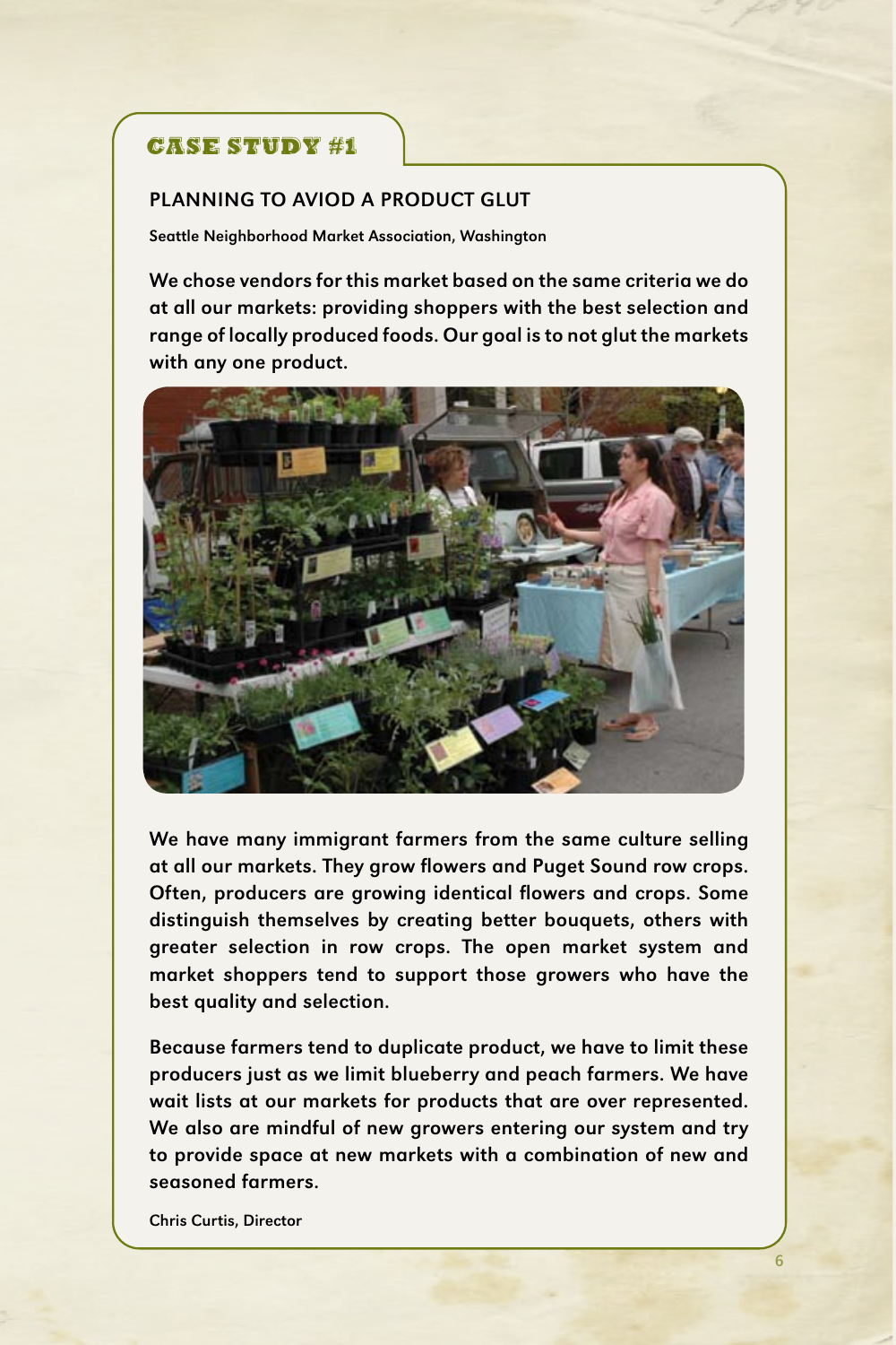## CASE STUDY #1

### PLANNING TO AVIOD A PRODUCT GLUT

**Seattle Neighborhood Market Association, Washington**

**We chose vendors for this market based on the same criteria we do at all our markets: providing shoppers with the best selection and range of locally produced foods. Our goal is to not glut the markets with any one product.**

**We have many immigrant farmers from the same culture selling at all our markets. They grow flowers and Puget Sound row crops. Often, producers are growing identical flowers and crops. Some distinguish themselves by creating better bouquets, others with greater selection in row crops. The open market system and market shoppers tend to support those growers who have the best quality and selection.**

**Because farmers tend to duplicate product, we have to limit these producers just as we limit blueberry and peach farmers. We have wait lists at our markets for products that are over represented. We also are mindful of new growers entering our system and try to provide space at new markets with a combination of new and seasoned farmers.**

**Chris Curtis, Director**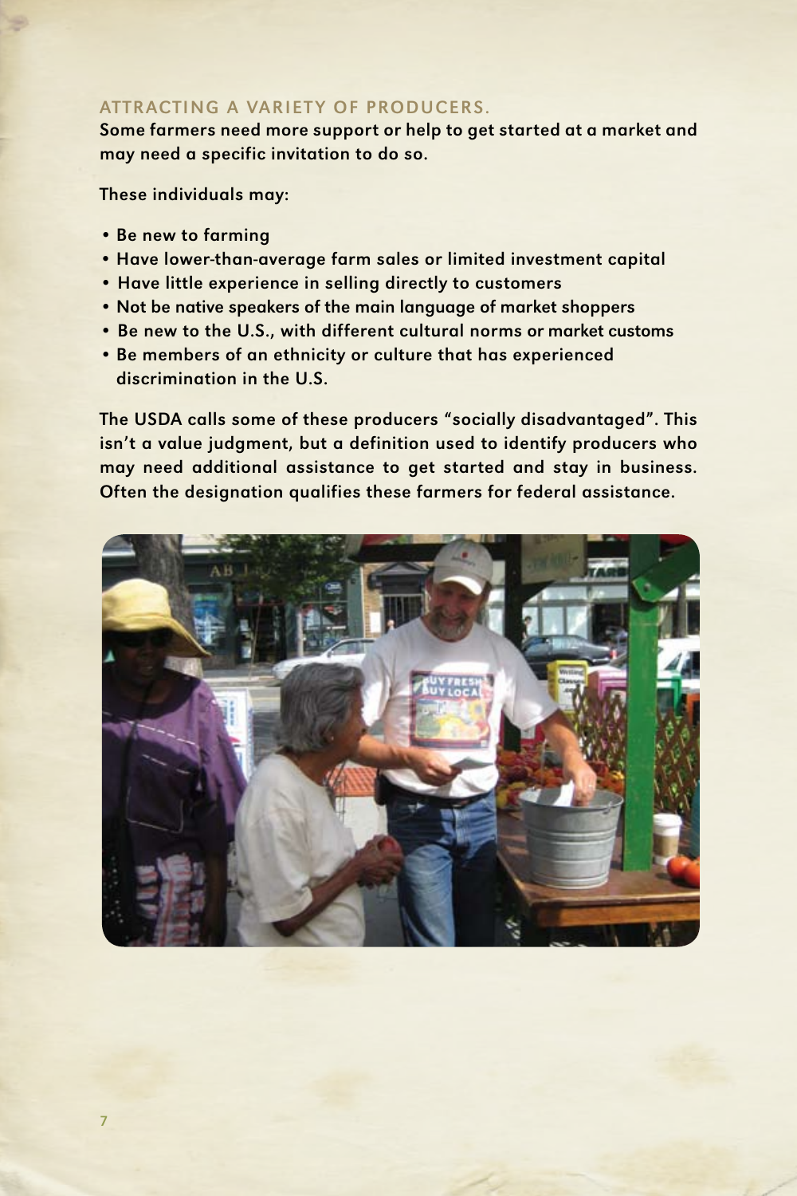## ATTRACTING A VARIETY OF PRODUCERS.

**Some farmers need more support or help to get started at a market and may need a specific invitation to do so.**

**These individuals may:**

- Be new to farming
- Have lower-than-average farm sales or limited investment capital
- Have little experience in selling directly to customers
- Not be native speakers of the main language of market shoppers
- Be new to the U.S., with different cultural norms or market customs
- Be members of an ethnicity or culture that has experienced discrimination in the U.S.

**The USDA calls some of these producers "socially disadvantaged". This isn't a value judgment, but a definition used to identify producers who may need additional assistance to get started and stay in business. Often the designation qualifies these farmers for federal assistance.**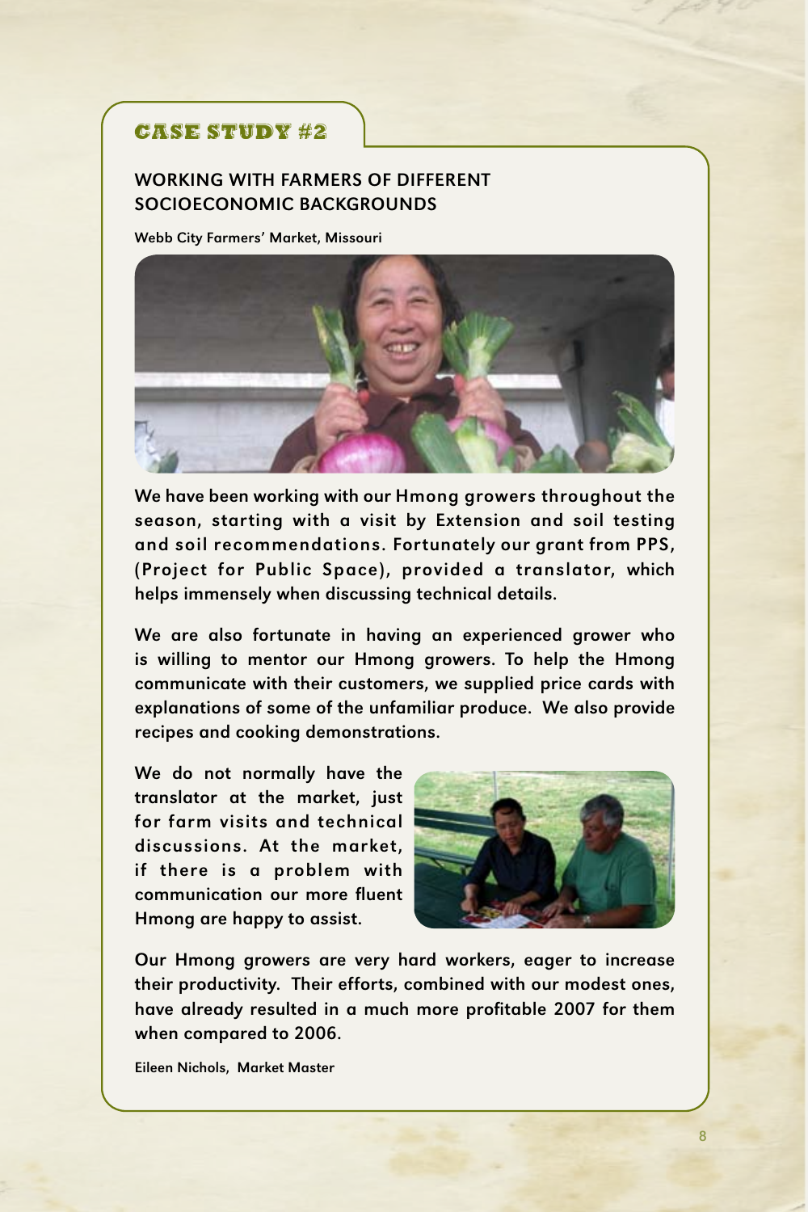## CASE STUDY #2

### WORKING WITH FARMERS OF DIFFERENT SOCIOECONOMIC BACKGROUNDS

**Webb City Farmers' Market, Missouri**

We have been working with our Hmong growers throughout the season, starting with a visit by Extension and soil testing and soil recommendations. Fortunately our grant from PPS, (Project for Public Space), provided a translator, which helps immensely when discussing technical details.

We are also fortunate in having an experienced grower who is willing to mentor our Hmong growers. To help the Hmong communicate with their customers, we supplied price cards with explanations of some of the unfamiliar produce. We also provide recipes and cooking demonstrations.

We do not normally have the translator at the market, just for farm visits and technical discussions. At the market, if there is a problem with communication our more fluent Hmong are happy to assist.

Our Hmong growers are very hard workers, eager to increase their productivity. Their efforts, combined with our modest ones, have already resulted in a much more profitable 2007 for them when compared to 2006.

Eileen Nichols, Market Master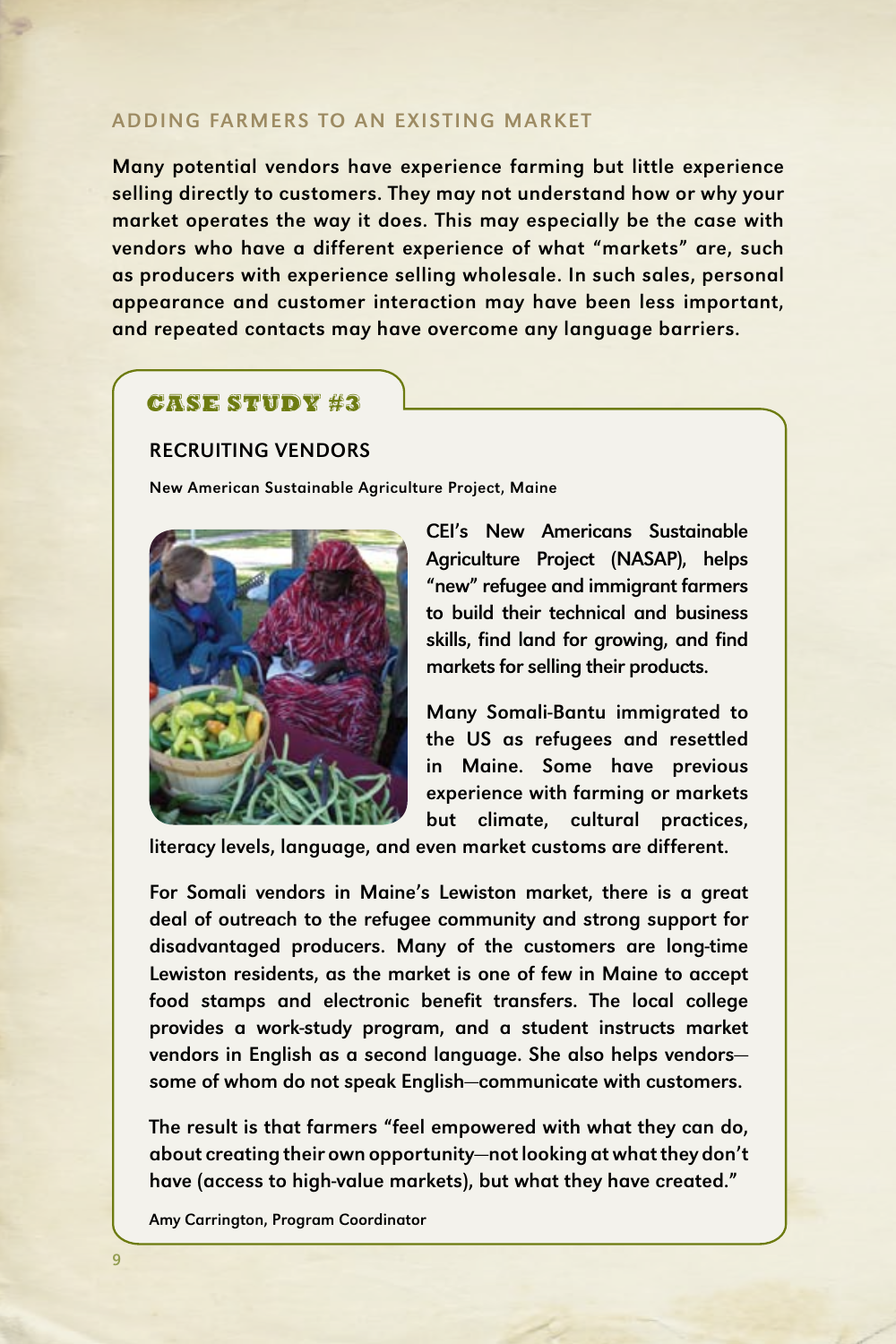## ADDING FARMERS TO AN EXISTING MARKET

**Many potential vendors have experience farming but little experience selling directly to customers. They may not understand how or why your market operates the way it does. This may especially be the case with vendors who have a different experience of what "markets" are, such as producers with experience selling wholesale. In such sales, personal appearance and customer interaction may have been less important, and repeated contacts may have overcome any language barriers.**

### CASE STUDY #3

#### RECRUITING VENDORS

**New American Sustainable Agriculture Project, Maine**

CEI's New Americans Sustainable Agriculture Project (NASAP), helps "new" refugee and immigrant farmers to build their technical and business skills, find land for growing, and find markets for selling their products.

Many Somali-Bantu immigrated to the US as refugees and resettled in Maine. Some have previous experience with farming or markets but climate, cultural practices, literacy levels, language, and even market customs are different.

For Somali vendors in Maine's Lewiston market, there is a great deal of outreach to the refugee community and strong support for disadvantaged producers. Many of the customers are long-time Lewiston residents, as the market is one of few in Maine to accept food stamps and electronic benefit transfers. The local college provides a work-study program, and a student instructs market vendors in English as a second language. She also helps vendors—some of whom do not speak English—communicate with customers.

The result is that farmers "feel empowered with what they can do, about creating their own opportunity—not looking at what they don't have (access to high-value markets), but what they have created."

Amy Carrington, Program Coordinator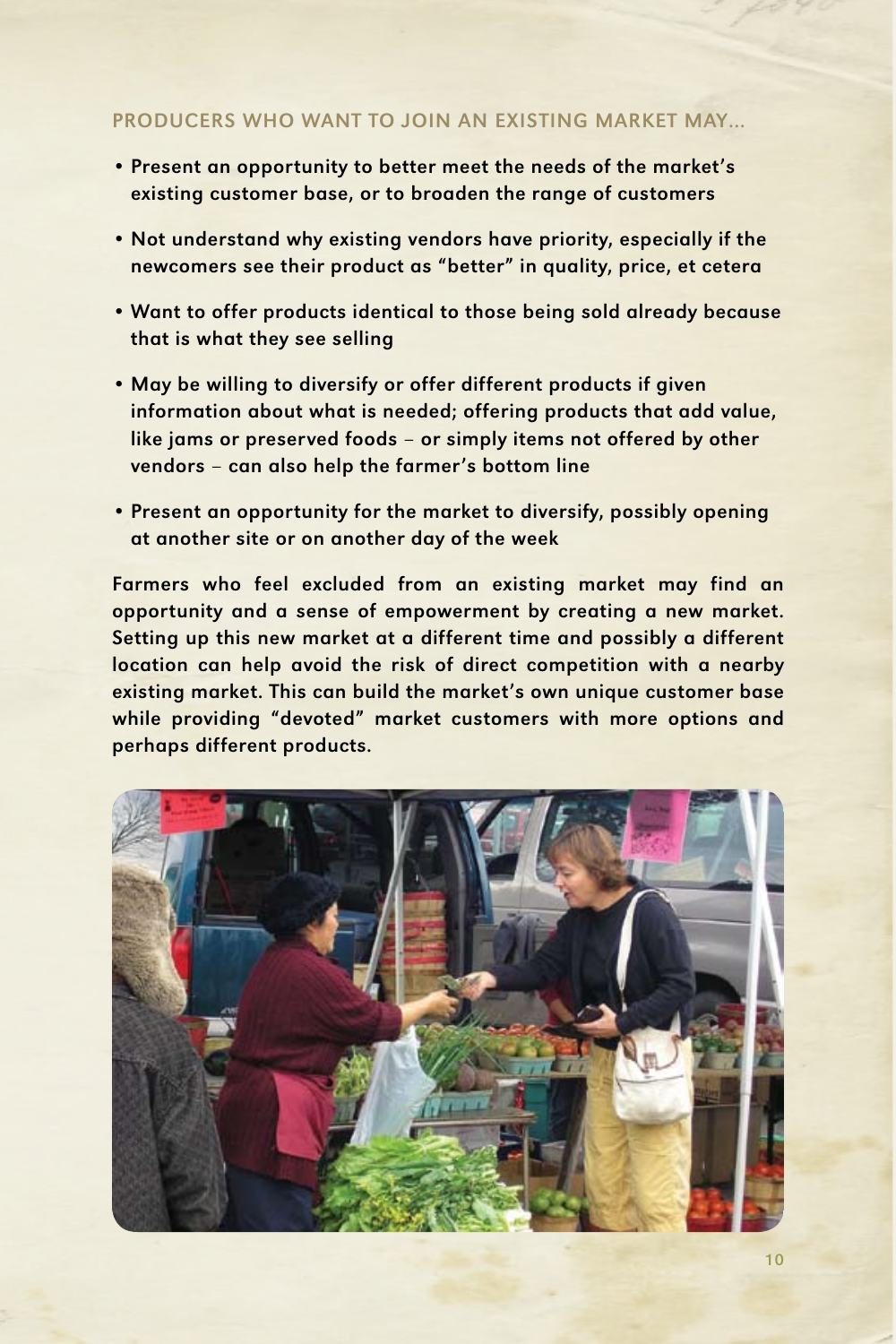### PRODUCERS WHO WANT TO JOIN AN EXISTING MARKET MAY...

- Present an opportunity to better meet the needs of the market's existing customer base, or to broaden the range of customers
- Not understand why existing vendors have priority, especially if the newcomers see their product as "better" in quality, price, et cetera
- Want to offer products identical to those being sold already because that is what they see selling
- May be willing to diversify or offer different products if given information about what is needed; offering products that add value, like jams or preserved foods – or simply items not offered by other vendors – can also help the farmer's bottom line
- Present an opportunity for the market to diversify, possibly opening at another site or on another day of the week

Farmers who feel excluded from an existing market may find an opportunity and a sense of empowerment by creating a new market. Setting up this new market at a different time and possibly a different location can help avoid the risk of direct competition with a nearby existing market. This can build the market's own unique customer base while providing "devoted" market customers with more options and perhaps different products.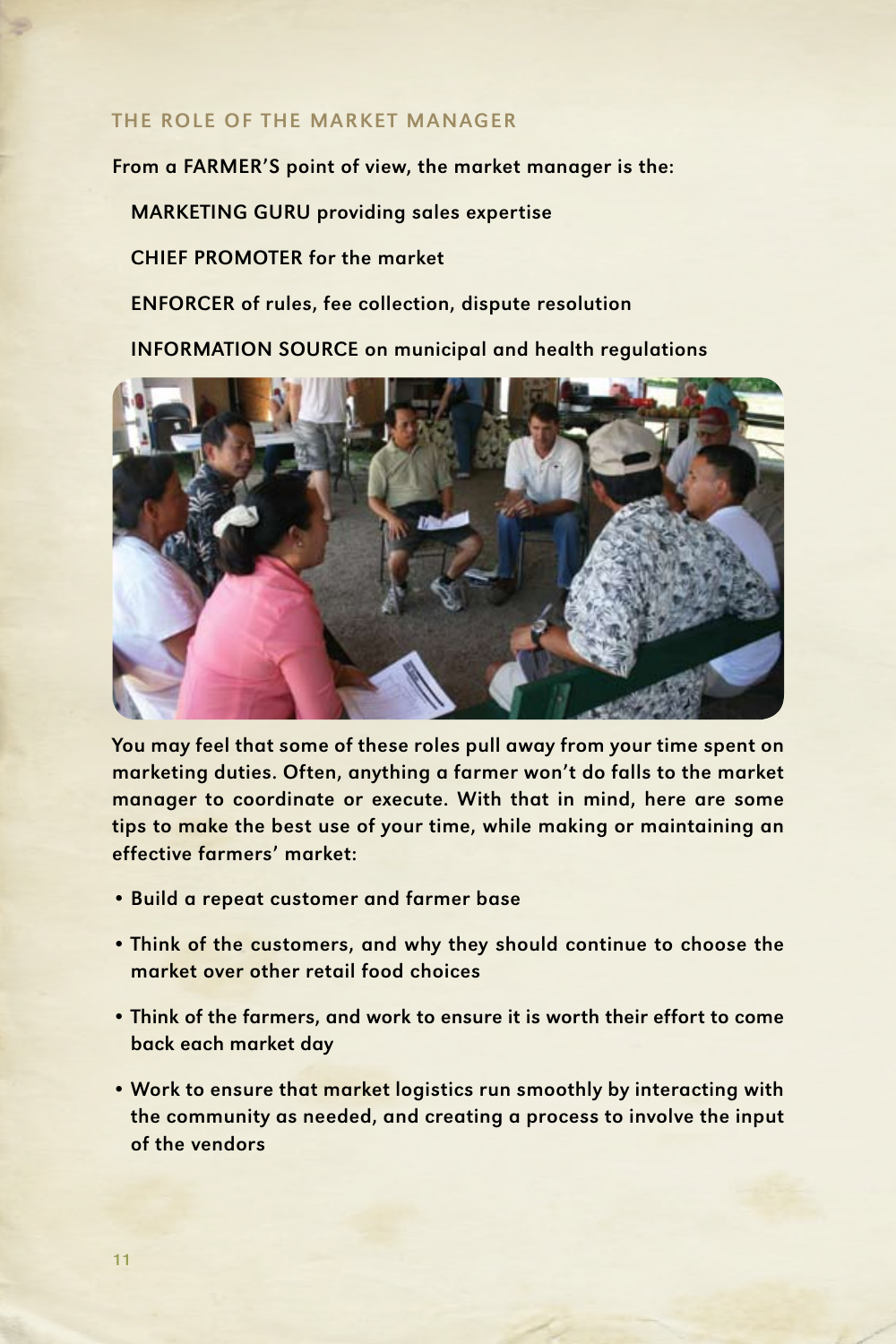## THE ROLE OF THE MARKET MANAGER

**From a FARMER'S point of view, the market manager is the:**

**MARKETING GURU providing sales expertise**

**CHIEF PROMOTER for the market**

**ENFORCER of rules, fee collection, dispute resolution**

**INFORMATION SOURCE on municipal and health regulations**

You may feel that some of these roles pull away from your time spent on marketing duties. Often, anything a farmer won't do falls to the market manager to coordinate or execute. With that in mind, here are some tips to make the best use of your time, while making or maintaining an effective farmers' market:

- Build a repeat customer and farmer base
- Think of the customers, and why they should continue to choose the market over other retail food choices
- Think of the farmers, and work to ensure it is worth their effort to come back each market day
- Work to ensure that market logistics run smoothly by interacting with the community as needed, and creating a process to involve the input of the vendors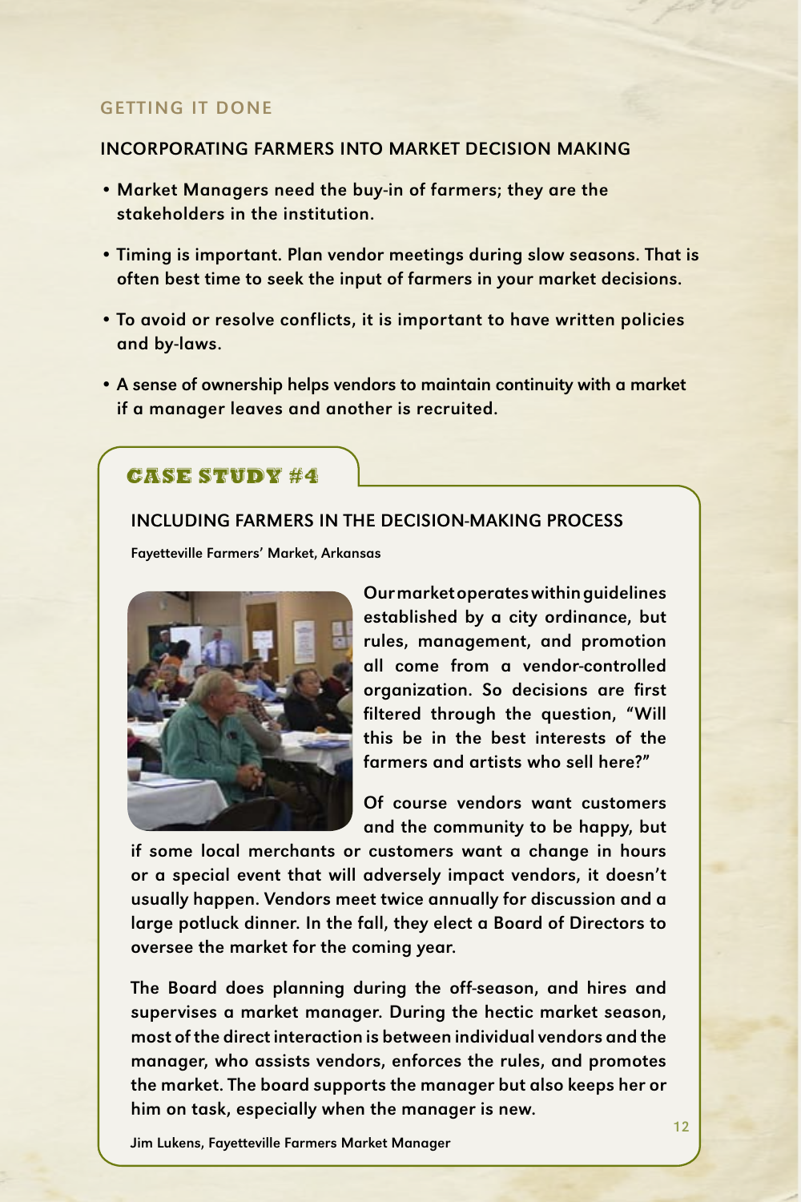## GETTING IT DONE

### INCORPORATING FARMERS INTO MARKET DECISION MAKING

- **Market Managers need the buy-in of farmers; they are the stakeholders in the institution.**
- **Timing is important. Plan vendor meetings during slow seasons. That is often best time to seek the input of farmers in your market decisions.**
- **To avoid or resolve conflicts, it is important to have written policies and by-laws.**
- **A sense of ownership helps vendors to maintain continuity with a market if a manager leaves and another is recruited.**

## CASE STUDY #4

### INCLUDING FARMERS IN THE DECISION-MAKING PROCESS

Fayetteville Farmers' Market, Arkansas

**Our market operates within guidelines established by a city ordinance, but rules, management, and promotion all come from a vendor-controlled organization. So decisions are first filtered through the question, "Will this be in the best interests of the farmers and artists who sell here?"**

**Of course vendors want customers and the community to be happy, but if some local merchants or customers want a change in hours or a special event that will adversely impact vendors, it doesn't usually happen. Vendors meet twice annually for discussion and a large potluck dinner. In the fall, they elect a Board of Directors to oversee the market for the coming year.**

**The Board does planning during the off-season, and hires and supervises a market manager. During the hectic market season, most of the direct interaction is between individual vendors and the manager, who assists vendors, enforces the rules, and promotes the market. The board supports the manager but also keeps her or him on task, especially when the manager is new.**

Jim Lukens, Fayetteville Farmers Market Manager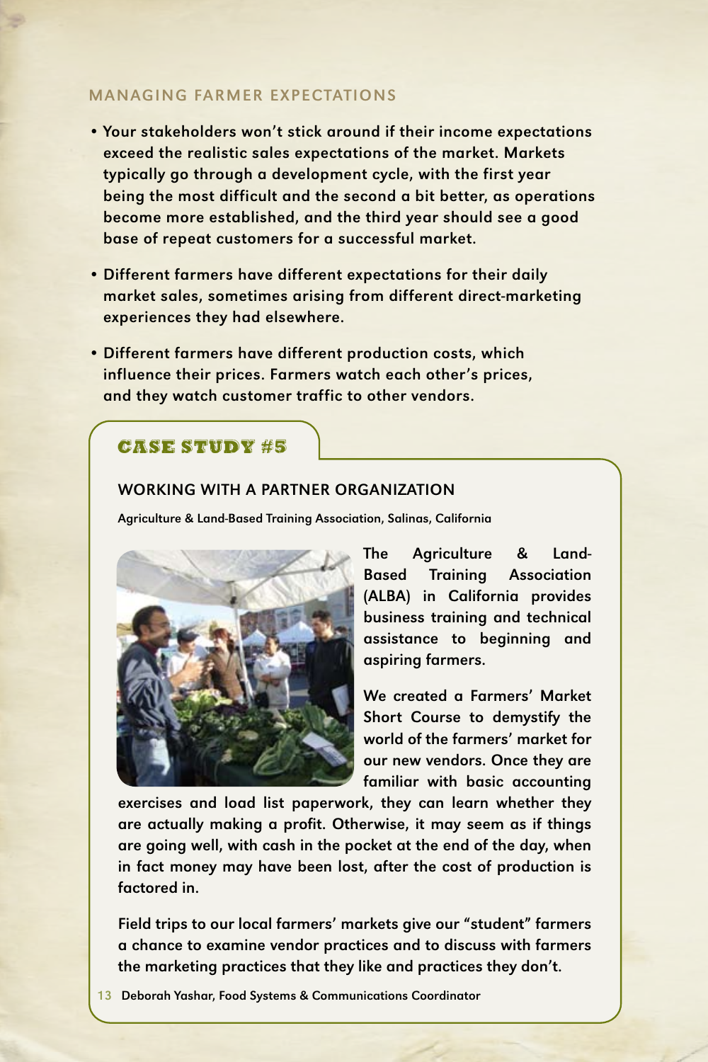## MANAGING FARMER EXPECTATIONS

- **Your stakeholders won't stick around if their income expectations exceed the realistic sales expectations of the market. Markets typically go through a development cycle, with the first year being the most difficult and the second a bit better, as operations become more established, and the third year should see a good base of repeat customers for a successful market.**
- **Different farmers have different expectations for their daily market sales, sometimes arising from different direct-marketing experiences they had elsewhere.**
- **Different farmers have different production costs, which influence their prices. Farmers watch each other's prices, and they watch customer traffic to other vendors.**

## CASE STUDY #5

### WORKING WITH A PARTNER ORGANIZATION

**Agriculture & Land-Based Training Association, Salinas, California**

The Agriculture & Land-Based Training Association (ALBA) in California provides business training and technical assistance to beginning and aspiring farmers.

We created a Farmers' Market Short Course to demystify the world of the farmers' market for our new vendors. Once they are familiar with basic accounting exercises and load list paperwork, they can learn whether they are actually making a profit. Otherwise, it may seem as if things are going well, with cash in the pocket at the end of the day, when in fact money may have been lost, after the cost of production is factored in.

Field trips to our local farmers' markets give our "student" farmers a chance to examine vendor practices and to discuss with farmers the marketing practices that they like and practices they don't.

Deborah Yashar, Food Systems & Communications Coordinator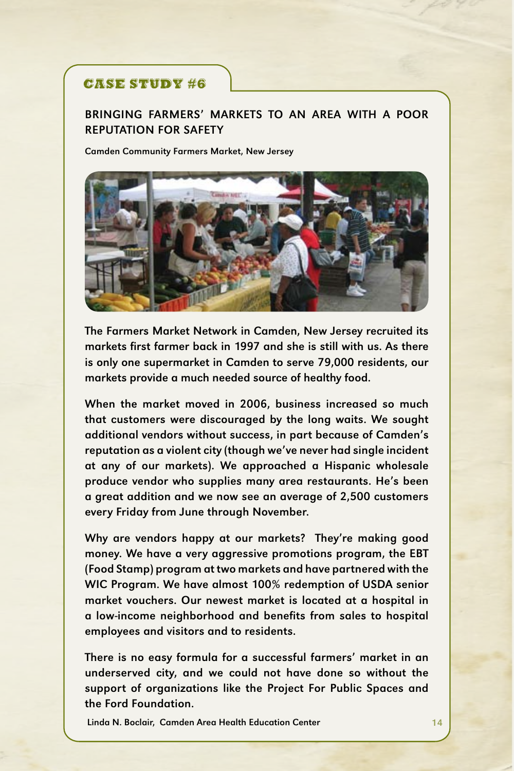## CASE STUDY #6

### BRINGING FARMERS' MARKETS TO AN AREA WITH A POOR REPUTATION FOR SAFETY

**Camden Community Farmers Market, New Jersey**

The Farmers Market Network in Camden, New Jersey recruited its markets first farmer back in 1997 and she is still with us. As there is only one supermarket in Camden to serve 79,000 residents, our markets provide a much needed source of healthy food.

When the market moved in 2006, business increased so much that customers were discouraged by the long waits. We sought additional vendors without success, in part because of Camden's reputation as a violent city (though we've never had single incident at any of our markets). We approached a Hispanic wholesale produce vendor who supplies many area restaurants. He's been a great addition and we now see an average of 2,500 customers every Friday from June through November.

Why are vendors happy at our markets? They're making good money. We have a very aggressive promotions program, the EBT (Food Stamp) program at two markets and have partnered with the WIC Program. We have almost 100% redemption of USDA senior market vouchers. Our newest market is located at a hospital in a low-income neighborhood and benefits from sales to hospital employees and visitors and to residents.

There is no easy formula for a successful farmers' market in an underserved city, and we could not have done so without the support of organizations like the Project For Public Spaces and the Ford Foundation.

Linda N. Boclair, Camden Area Health Education Center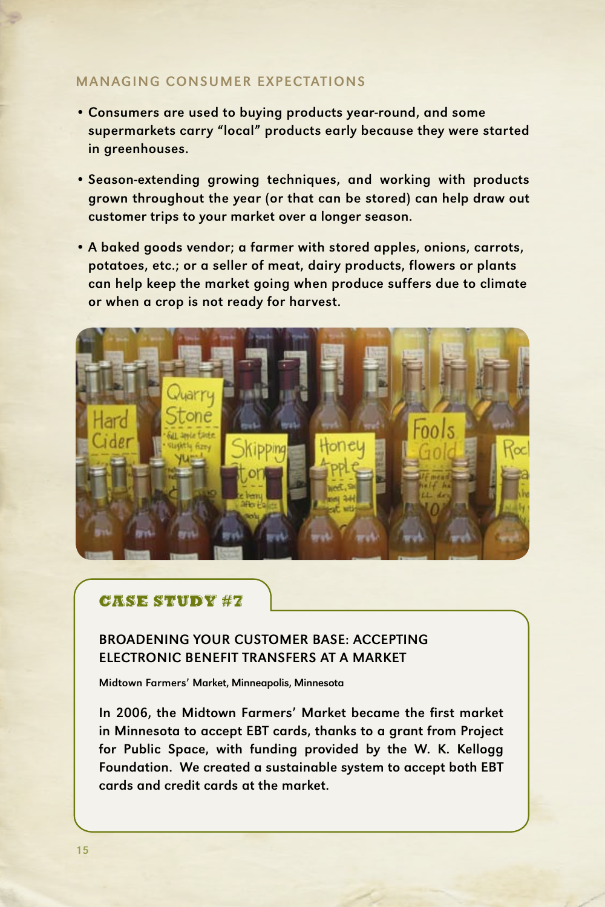## MANAGING CONSUMER EXPECTATIONS

- **Consumers are used to buying products year-round, and some supermarkets carry "local" products early because they were started in greenhouses.**
- **Season-extending growing techniques, and working with products grown throughout the year (or that can be stored) can help draw out customer trips to your market over a longer season.**
- **A baked goods vendor; a farmer with stored apples, onions, carrots, potatoes, etc.; or a seller of meat, dairy products, flowers or plants can help keep the market going when produce suffers due to climate or when a crop is not ready for harvest.**

### CASE STUDY #7

#### BROADENING YOUR CUSTOMER BASE: ACCEPTING ELECTRONIC BENEFIT TRANSFERS AT A MARKET

**Midtown Farmers' Market, Minneapolis, Minnesota**

In 2006, the Midtown Farmers' Market became the first market in Minnesota to accept EBT cards, thanks to a grant from Project for Public Space, with funding provided by the W. K. Kellogg Foundation. We created a sustainable system to accept both EBT cards and credit cards at the market.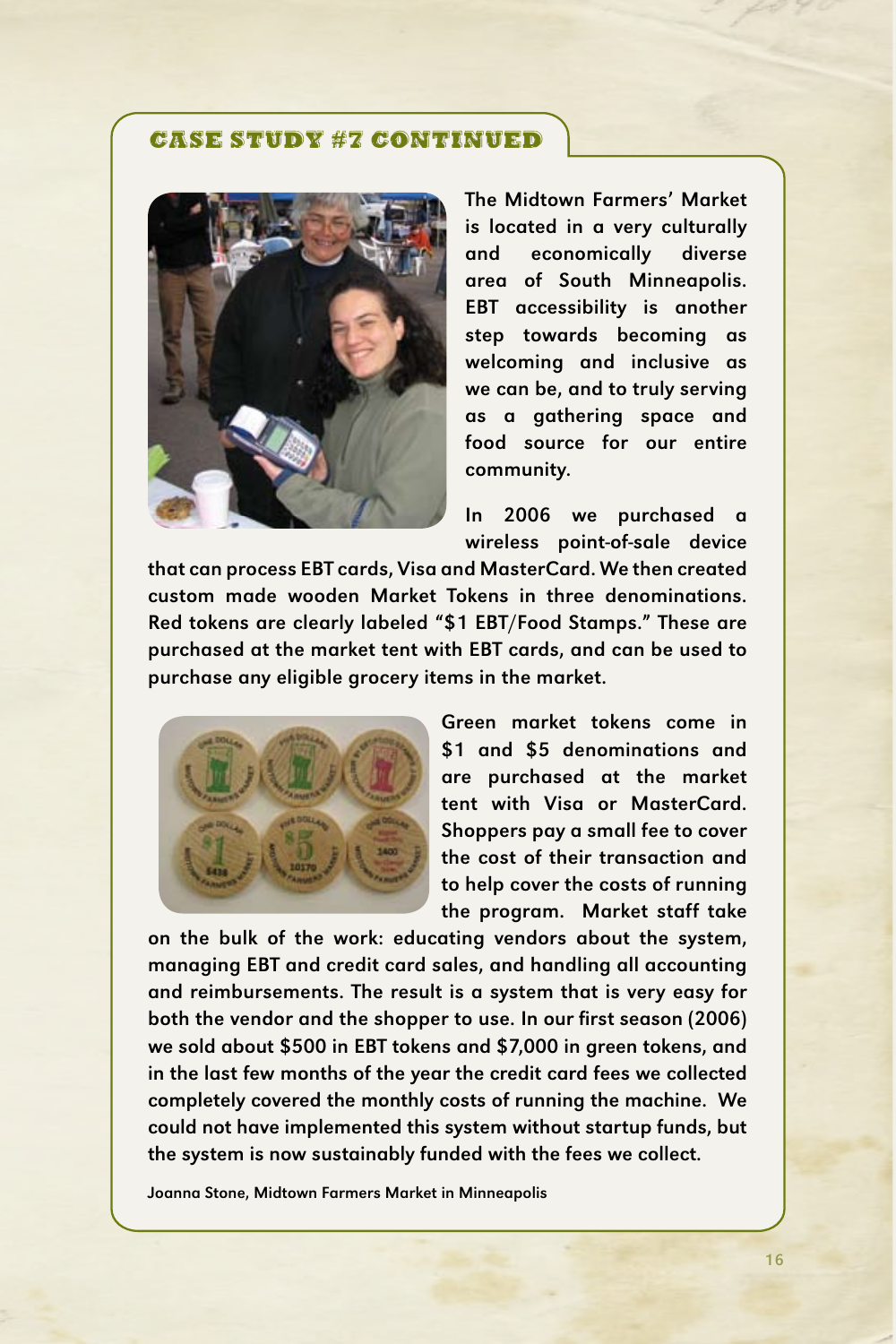## CASE STUDY #7 CONTINUED

The Midtown Farmers' Market is located in a very culturally and economically diverse area of South Minneapolis. EBT accessibility is another step towards becoming as welcoming and inclusive as we can be, and to truly serving as a gathering space and food source for our entire community.

In 2006 we purchased a wireless point-of-sale device that can process EBT cards, Visa and MasterCard. We then created custom made wooden Market Tokens in three denominations. Red tokens are clearly labeled "$1 EBT/Food Stamps." These are purchased at the market tent with EBT cards, and can be used to purchase any eligible grocery items in the market.

Green market tokens come in $1 and $5 denominations and are purchased at the market tent with Visa or MasterCard. Shoppers pay a small fee to cover the cost of their transaction and to help cover the costs of running the program. Market staff take on the bulk of the work: educating vendors about the system, managing EBT and credit card sales, and handling all accounting and reimbursements. The result is a system that is very easy for both the vendor and the shopper to use. In our first season (2006) we sold about $500 in EBT tokens and $7,000 in green tokens, and in the last few months of the year the credit card fees we collected completely covered the monthly costs of running the machine. We could not have implemented this system without startup funds, but the system is now sustainably funded with the fees we collect.

Joanna Stone, Midtown Farmers Market in Minneapolis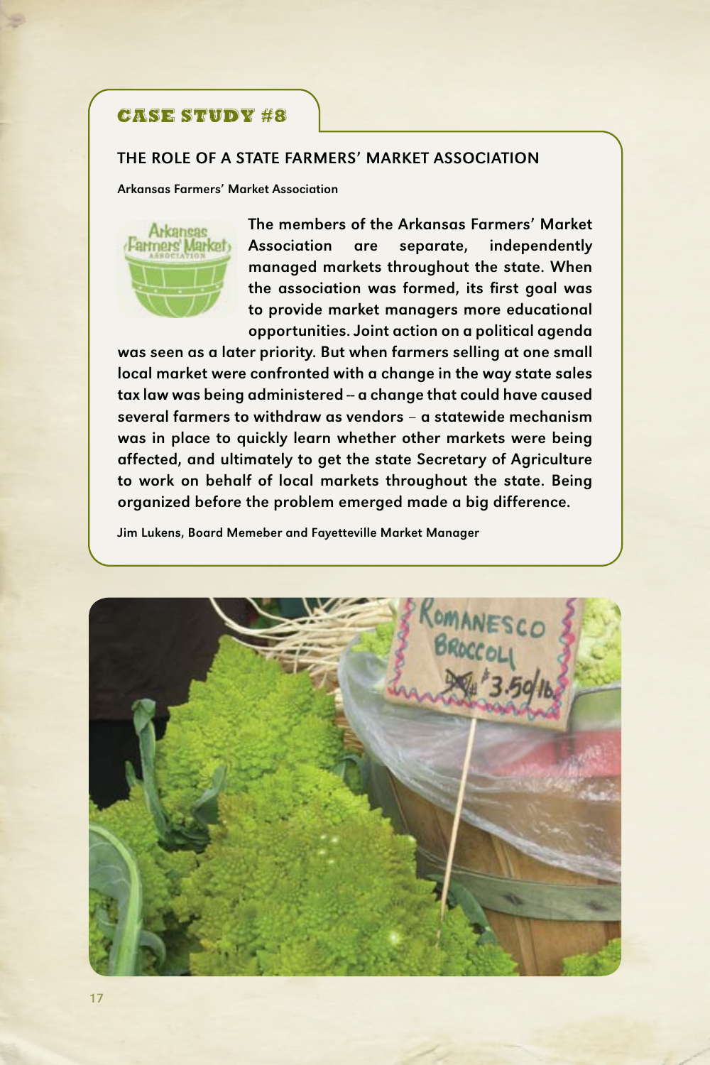## CASE STUDY #8

### THE ROLE OF A STATE FARMERS' MARKET ASSOCIATION

**Arkansas Farmers' Market Association**

**The members of the Arkansas Farmers' Market Association are separate, independently managed markets throughout the state. When the association was formed, its first goal was to provide market managers more educational opportunities. Joint action on a political agenda was seen as a later priority. But when farmers selling at one small local market were confronted with a change in the way state sales tax law was being administered -- a change that could have caused several farmers to withdraw as vendors – a statewide mechanism was in place to quickly learn whether other markets were being affected, and ultimately to get the state Secretary of Agriculture to work on behalf of local markets throughout the state. Being organized before the problem emerged made a big difference.**

Jim Lukens, Board Memeber and Fayetteville Market Manager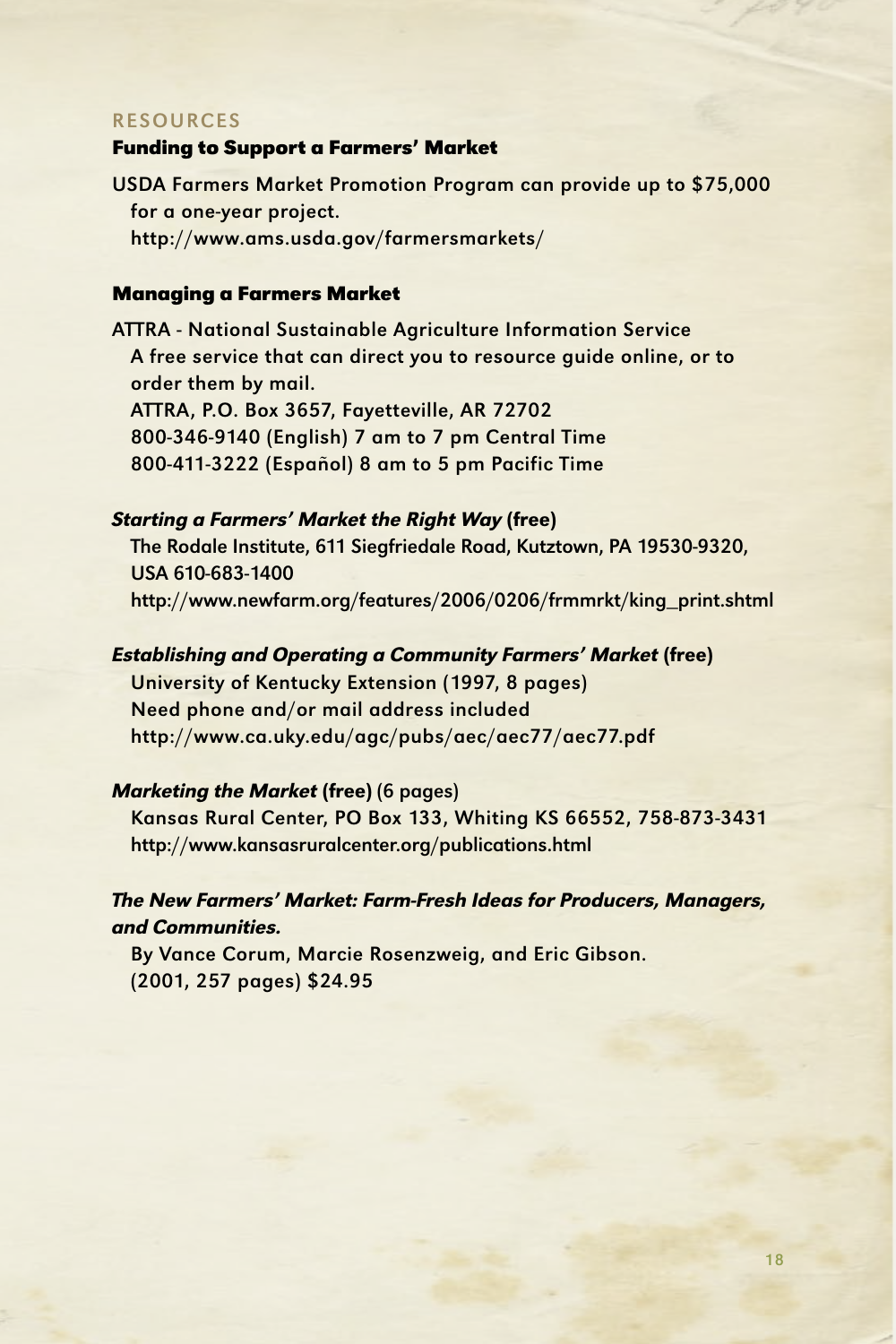RESOURCES

## Funding to Support a Farmers' Market

USDA Farmers Market Promotion Program can provide up to $75,000 for a one-year project.
http://www.ams.usda.gov/farmersmarkets/

## Managing a Farmers Market

ATTRA - National Sustainable Agriculture Information Service
A free service that can direct you to resource guide online, or to order them by mail.
ATTRA, P.O. Box 3657, Fayetteville, AR 72702
800-346-9140 (English) 7 am to 7 pm Central Time
800-411-3222 (Español) 8 am to 5 pm Pacific Time

***Starting a Farmers' Market the Right Way*** **(free)**
The Rodale Institute, 611 Siegfriedale Road, Kutztown, PA 19530-9320, USA 610-683-1400
http://www.newfarm.org/features/2006/0206/frmmrkt/king_print.shtml

***Establishing and Operating a Community Farmers' Market*** **(free)**
University of Kentucky Extension (1997, 8 pages)
Need phone and/or mail address included
http://www.ca.uky.edu/agc/pubs/aec/aec77/aec77.pdf

***Marketing the Market*** **(free)** (6 pages)
Kansas Rural Center, PO Box 133, Whiting KS 66552, 758-873-3431
http://www.kansasruralcenter.org/publications.html

***The New Farmers' Market: Farm-Fresh Ideas for Producers, Managers, and Communities.***
By Vance Corum, Marcie Rosenzweig, and Eric Gibson.
(2001, 257 pages) $24.95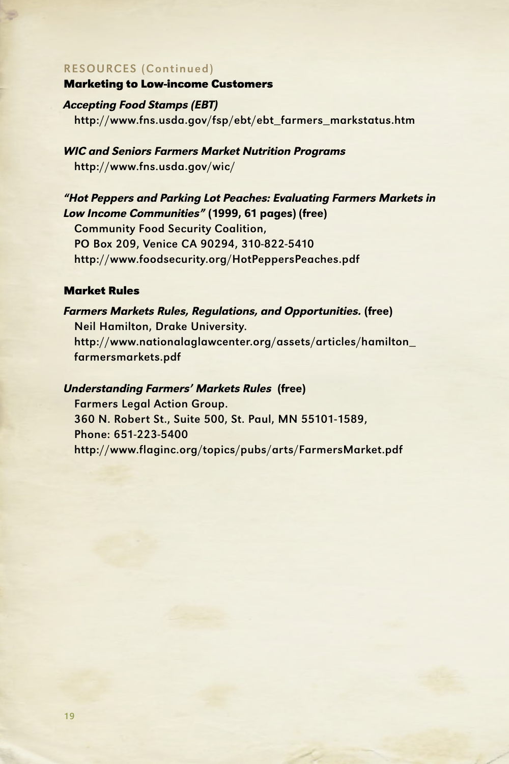RESOURCES (Continued)

## Marketing to Low-income Customers

***Accepting Food Stamps (EBT)***
http://www.fns.usda.gov/fsp/ebt/ebt_farmers_markstatus.htm

***WIC and Seniors Farmers Market Nutrition Programs***
http://www.fns.usda.gov/wic/

***"Hot Peppers and Parking Lot Peaches: Evaluating Farmers Markets in Low Income Communities"*** **(1999, 61 pages) (free)**
Community Food Security Coalition,
PO Box 209, Venice CA 90294, 310-822-5410
http://www.foodsecurity.org/HotPeppersPeaches.pdf

## Market Rules

***Farmers Markets Rules, Regulations, and Opportunities.*** **(free)**
Neil Hamilton, Drake University.
http://www.nationalaglawcenter.org/assets/articles/hamilton_farmersmarkets.pdf

***Understanding Farmers' Markets Rules*** **(free)**
Farmers Legal Action Group.
360 N. Robert St., Suite 500, St. Paul, MN 55101-1589,
Phone: 651-223-5400
http://www.flaginc.org/topics/pubs/arts/FarmersMarket.pdf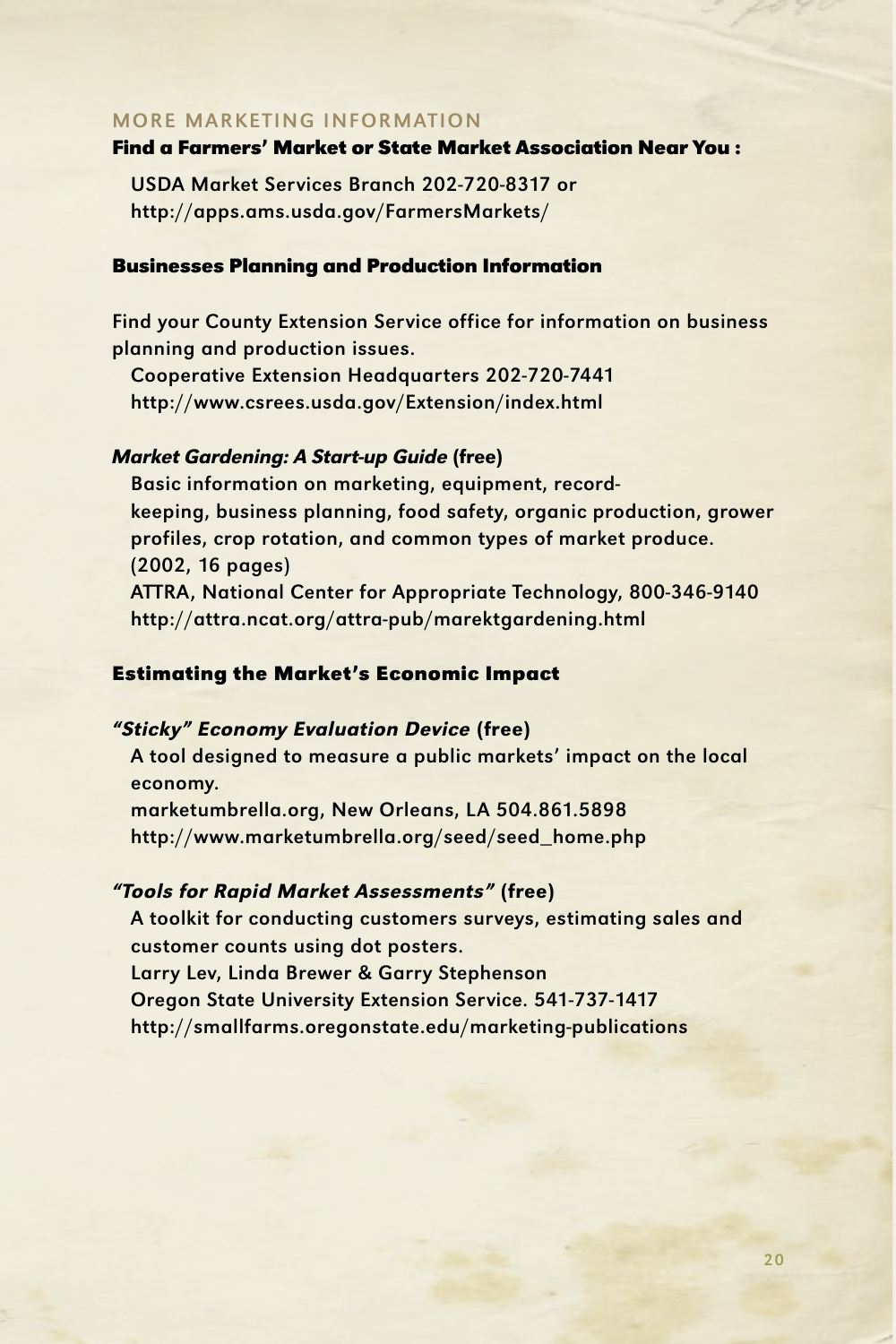## MORE MARKETING INFORMATION

### Find a Farmers' Market or State Market Association Near You :

USDA Market Services Branch 202-720-8317 or
http://apps.ams.usda.gov/FarmersMarkets/

### Businesses Planning and Production Information

Find your County Extension Service office for information on business planning and production issues.

Cooperative Extension Headquarters 202-720-7441
http://www.csrees.usda.gov/Extension/index.html

***Market Gardening: A Start-up Guide*** **(free)**

Basic information on marketing, equipment, record-keeping, business planning, food safety, organic production, grower profiles, crop rotation, and common types of market produce. (2002, 16 pages)

ATTRA, National Center for Appropriate Technology, 800-346-9140
http://attra.ncat.org/attra-pub/marektgardening.html

### Estimating the Market's Economic Impact

***"Sticky" Economy Evaluation Device*** **(free)**

A tool designed to measure a public markets' impact on the local economy.

marketumbrella.org, New Orleans, LA 504.861.5898
http://www.marketumbrella.org/seed/seed_home.php

***"Tools for Rapid Market Assessments"*** **(free)**

A toolkit for conducting customers surveys, estimating sales and customer counts using dot posters.

Larry Lev, Linda Brewer & Garry Stephenson
Oregon State University Extension Service. 541-737-1417
http://smallfarms.oregonstate.edu/marketing-publications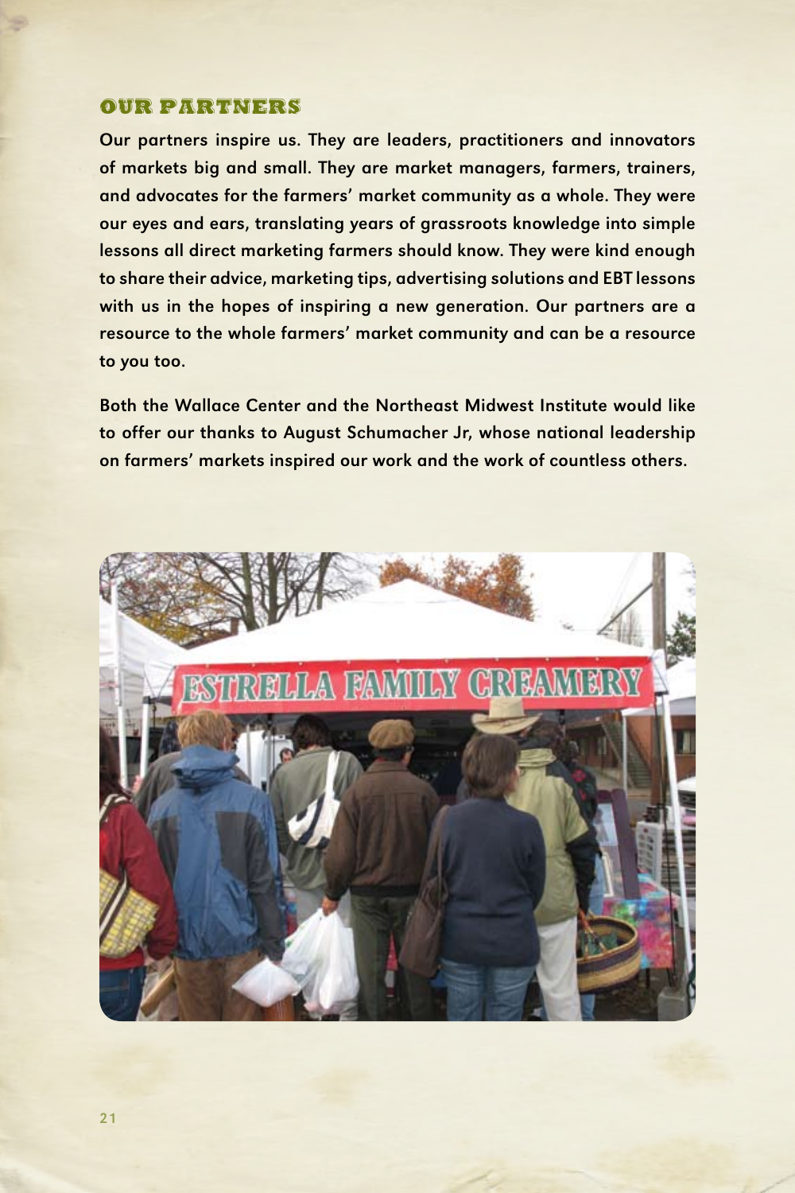## OUR PARTNERS

Our partners inspire us. They are leaders, practitioners and innovators of markets big and small. They are market managers, farmers, trainers, and advocates for the farmers' market community as a whole. They were our eyes and ears, translating years of grassroots knowledge into simple lessons all direct marketing farmers should know. They were kind enough to share their advice, marketing tips, advertising solutions and EBT lessons with us in the hopes of inspiring a new generation. Our partners are a resource to the whole farmers' market community and can be a resource to you too.

Both the Wallace Center and the Northeast Midwest Institute would like to offer our thanks to August Schumacher Jr, whose national leadership on farmers' markets inspired our work and the work of countless others.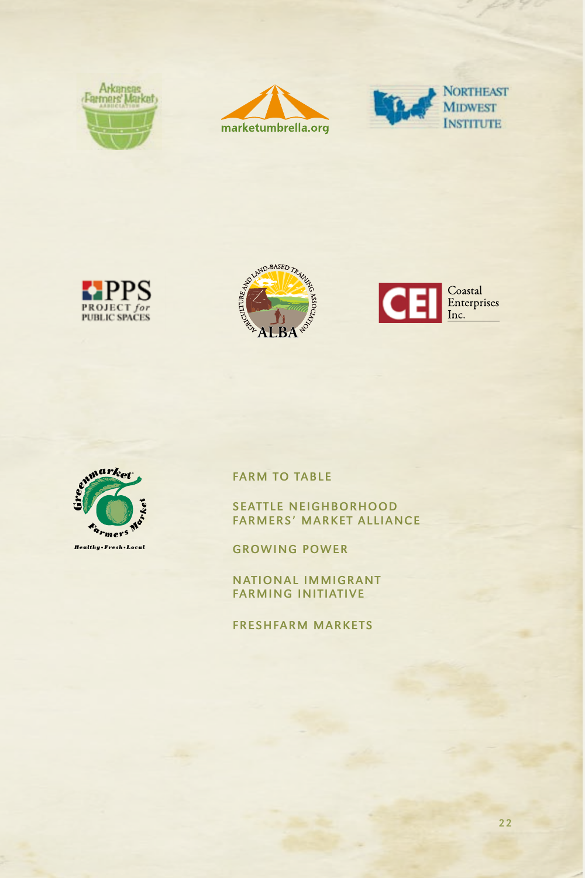FARM TO TABLE

SEATTLE NEIGHBORHOOD FARMERS' MARKET ALLIANCE

GROWING POWER

NATIONAL IMMIGRANT FARMING INITIATIVE

FRESHFARM MARKETS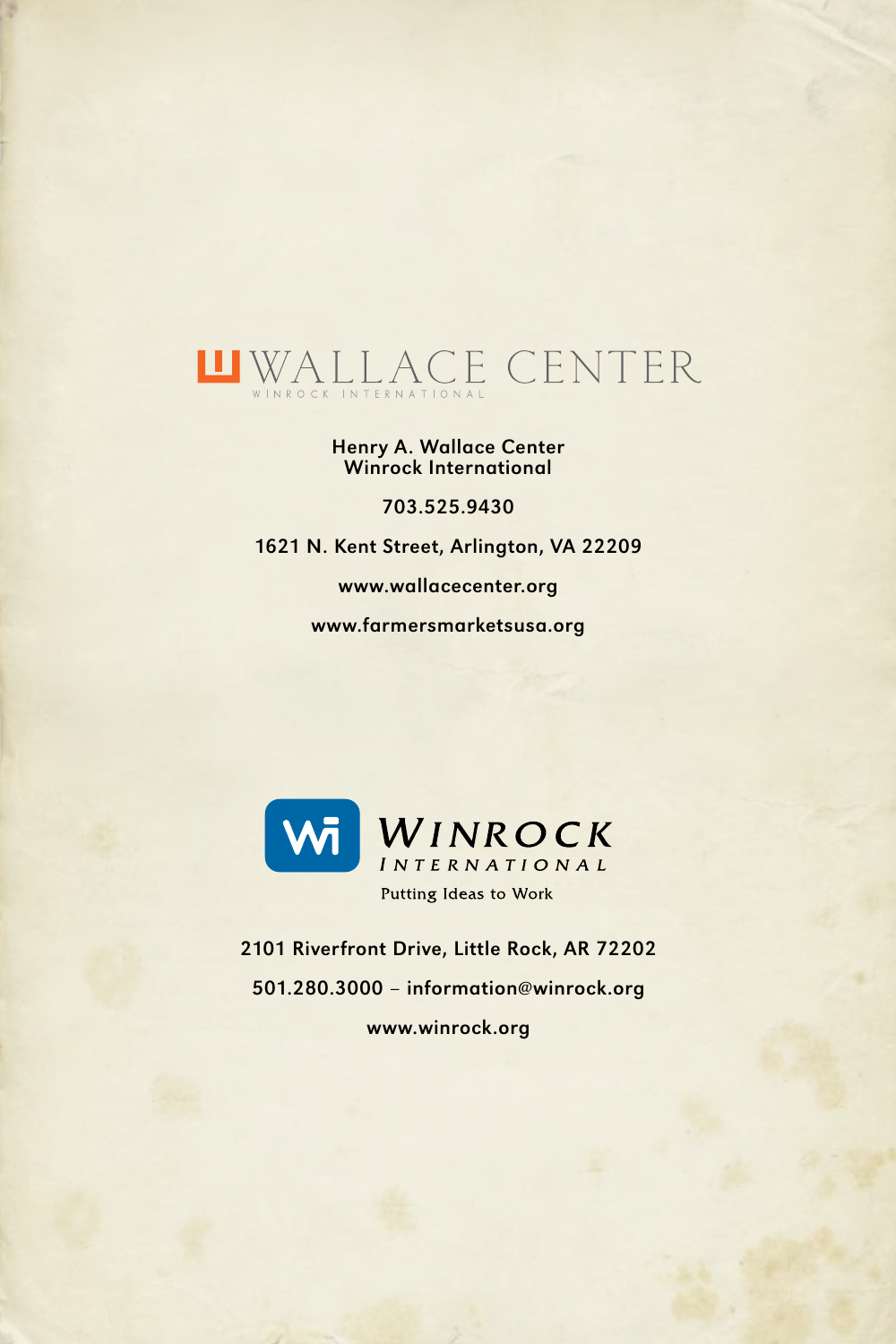WALLACE CENTER

WINROCK INTERNATIONAL

Henry A. Wallace Center
Winrock International

703.525.9430

1621 N. Kent Street, Arlington, VA 22209

www.wallacecenter.org

www.farmersmarketsusa.org

WINROCK INTERNATIONAL

Putting Ideas to Work

2101 Riverfront Drive, Little Rock, AR 72202

501.280.3000 – information@winrock.org

www.winrock.org